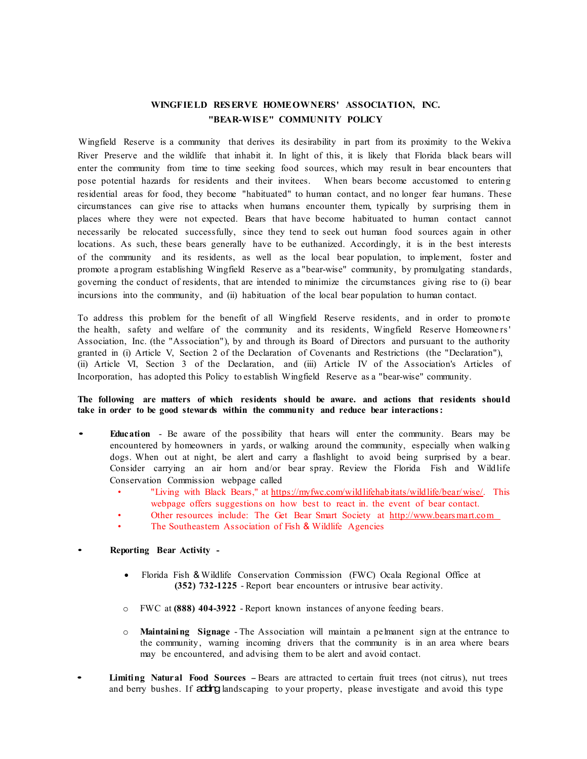**WINGFIELD RESERVE HOMEOWNERS' ASSOCIATION, INC.**
**"BEAR-WISE" COMMUNITY POLICY**

Wingfield Reserve is a community that derives its desirability in part from its proximity to the Wekiva River Preserve and the wildlife that inhabit it. In light of this, it is likely that Florida black bears will enter the community from time to time seeking food sources, which may result in bear encounters that pose potential hazards for residents and their invitees. When bears become accustomed to entering residential areas for food, they become "habituated" to human contact, and no longer fear humans. These circumstances can give rise to attacks when humans encounter them, typically by surprising them in places where they were not expected. Bears that have become habituated to human contact cannot necessarily be relocated successfully, since they tend to seek out human food sources again in other locations. As such, these bears generally have to be euthanized. Accordingly, it is in the best interests of the community and its residents, as well as the local bear population, to implement, foster and promote a program establishing Wingfield Reserve as a "bear-wise" community, by promulgating standards, governing the conduct of residents, that are intended to minimize the circumstances giving rise to (i) bear incursions into the community, and (ii) habituation of the local bear population to human contact.

To address this problem for the benefit of all Wingfield Reserve residents, and in order to promote the health, safety and welfare of the community and its residents, Wingfield Reserve Homeowners' Association, Inc. (the "Association"), by and through its Board of Directors and pursuant to the authority granted in (i) Article V, Section 2 of the Declaration of Covenants and Restrictions (the "Declaration"), (ii) Article VI, Section 3 of the Declaration, and (iii) Article IV of the Association's Articles of Incorporation, has adopted this Policy to establish Wingfield Reserve as a "bear-wise" community.

**The following are matters of which residents should be aware. and actions that residents should take in order to be good stewards within the community and reduce bear interactions:**

- **Education** - Be aware of the possibility that hears will enter the community. Bears may be encountered by homeowners in yards, or walking around the community, especially when walking dogs. When out at night, be alert and carry a flashlight to avoid being surprised by a bear. Consider carrying an air horn and/or bear spray. Review the Florida Fish and Wildlife Conservation Commission webpage called
  - "Living with Black Bears," at https://myfwc.com/wildlifehabitats/wildlife/bear/wise/. This webpage offers suggestions on how best to react in. the event of bear contact.
  - Other resources include: The Get Bear Smart Society at http://www.bearsmart.com
  - The Southeastern Association of Fish & Wildlife Agencies

- **Reporting Bear Activity** -

  - Florida Fish & Wildlife Conservation Commission (FWC) Ocala Regional Office at **(352) 732-1225** - Report bear encounters or intrusive bear activity.

  - FWC at **(888) 404-3922** - Report known instances of anyone feeding bears.

  - **Maintaining Signage** - The Association will maintain a pelmanent sign at the entrance to the community, warning incoming drivers that the community is in an area where bears may be encountered, and advising them to be alert and avoid contact.

- **Limiting Natural Food Sources –** Bears are attracted to certain fruit trees (not citrus), nut trees and berry bushes. If adding landscaping to your property, please investigate and avoid this type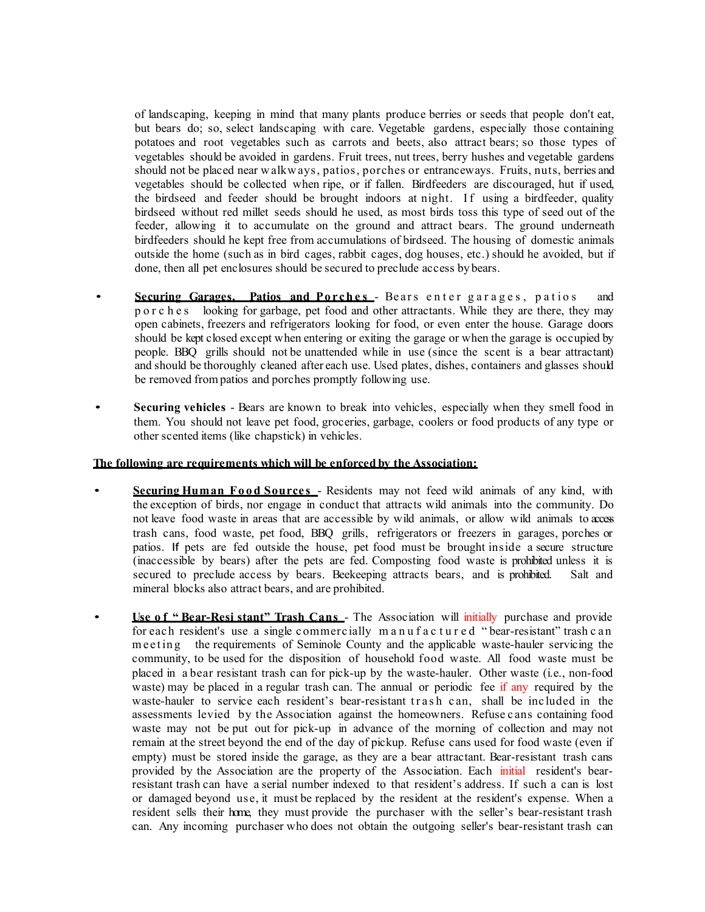of landscaping, keeping in mind that many plants produce berries or seeds that people don't eat, but bears do; so, select landscaping with care. Vegetable gardens, especially those containing potatoes and root vegetables such as carrots and beets, also attract bears; so those types of vegetables should be avoided in gardens. Fruit trees, nut trees, berry hushes and vegetable gardens should not be placed near walkways, patios, porches or entranceways. Fruits, nuts, berries and vegetables should be collected when ripe, or if fallen. Birdfeeders are discouraged, hut if used, the birdseed and feeder should be brought indoors at night. If using a birdfeeder, quality birdseed without red millet seeds should he used, as most birds toss this type of seed out of the feeder, allowing it to accumulate on the ground and attract bears. The ground underneath birdfeeders should he kept free from accumulations of birdseed. The housing of domestic animals outside the home (such as in bird cages, rabbit cages, dog houses, etc.) should he avoided, but if done, then all pet enclosures should be secured to preclude access by bears.

- **<u>Securing Garages, Patios and Porches</u>** - Bears enter garages, patios and porches looking for garbage, pet food and other attractants. While they are there, they may open cabinets, freezers and refrigerators looking for food, or even enter the house. Garage doors should be kept closed except when entering or exiting the garage or when the garage is occupied by people. BBQ grills should not be unattended while in use (since the scent is a bear attractant) and should be thoroughly cleaned after each use. Used plates, dishes, containers and glasses should be removed from patios and porches promptly following use.

- **Securing vehicles** - Bears are known to break into vehicles, especially when they smell food in them. You should not leave pet food, groceries, garbage, coolers or food products of any type or other scented items (like chapstick) in vehicles.

**<u>The following are requirements which will be enforced by the Association:</u>**

- **<u>Securing Human Food Sources</u>** - Residents may not feed wild animals of any kind, with the exception of birds, nor engage in conduct that attracts wild animals into the community. Do not leave food waste in areas that are accessible by wild animals, or allow wild animals to access trash cans, food waste, pet food, BBQ grills, refrigerators or freezers in garages, porches or patios. If pets are fed outside the house, pet food must be brought inside a secure structure (inaccessible by bears) after the pets are fed. Composting food waste is prohibited unless it is secured to preclude access by bears. Beekeeping attracts bears, and is prohibited. Salt and mineral blocks also attract bears, and are prohibited.

- **<u>Use of "Bear-Resistant" Trash Cans</u>** - The Association will initially purchase and provide for each resident's use a single commercially manufactured "bear-resistant" trash can meeting the requirements of Seminole County and the applicable waste-hauler servicing the community, to be used for the disposition of household food waste. All food waste must be placed in a bear resistant trash can for pick-up by the waste-hauler. Other waste (i.e., non-food waste) may be placed in a regular trash can. The annual or periodic fee if any required by the waste-hauler to service each resident's bear-resistant trash can, shall be included in the assessments levied by the Association against the homeowners. Refuse cans containing food waste may not be put out for pick-up in advance of the morning of collection and may not remain at the street beyond the end of the day of pickup. Refuse cans used for food waste (even if empty) must be stored inside the garage, as they are a bear attractant. Bear-resistant trash cans provided by the Association are the property of the Association. Each initial resident's bear-resistant trash can have a serial number indexed to that resident's address. If such a can is lost or damaged beyond use, it must be replaced by the resident at the resident's expense. When a resident sells their home, they must provide the purchaser with the seller's bear-resistant trash can. Any incoming purchaser who does not obtain the outgoing seller's bear-resistant trash can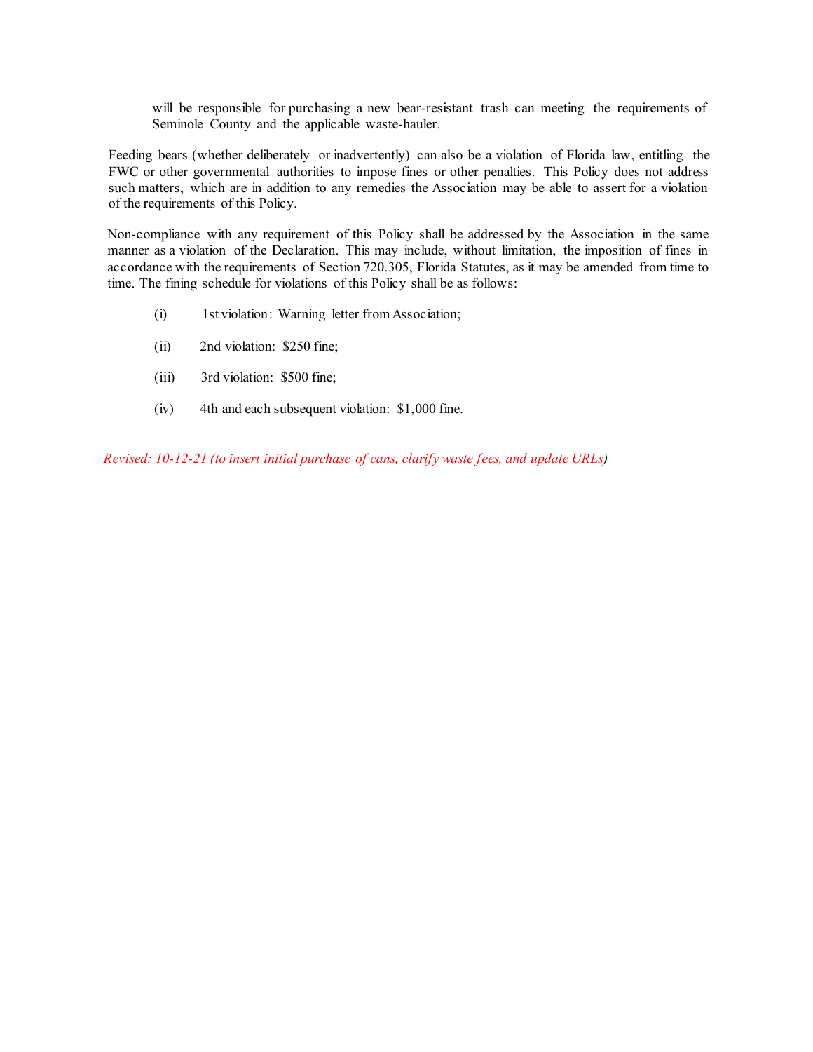will be responsible for purchasing a new bear-resistant trash can meeting the requirements of Seminole County and the applicable waste-hauler.

Feeding bears (whether deliberately or inadvertently) can also be a violation of Florida law, entitling the FWC or other governmental authorities to impose fines or other penalties. This Policy does not address such matters, which are in addition to any remedies the Association may be able to assert for a violation of the requirements of this Policy.

Non-compliance with any requirement of this Policy shall be addressed by the Association in the same manner as a violation of the Declaration. This may include, without limitation, the imposition of fines in accordance with the requirements of Section 720.305, Florida Statutes, as it may be amended from time to time. The fining schedule for violations of this Policy shall be as follows:

(i) 1st violation: Warning letter from Association;

(ii) 2nd violation: $250 fine;

(iii) 3rd violation: $500 fine;

(iv) 4th and each subsequent violation: $1,000 fine.

*Revised: 10-12-21 (to insert initial purchase of cans, clarify waste fees, and update URLs)*